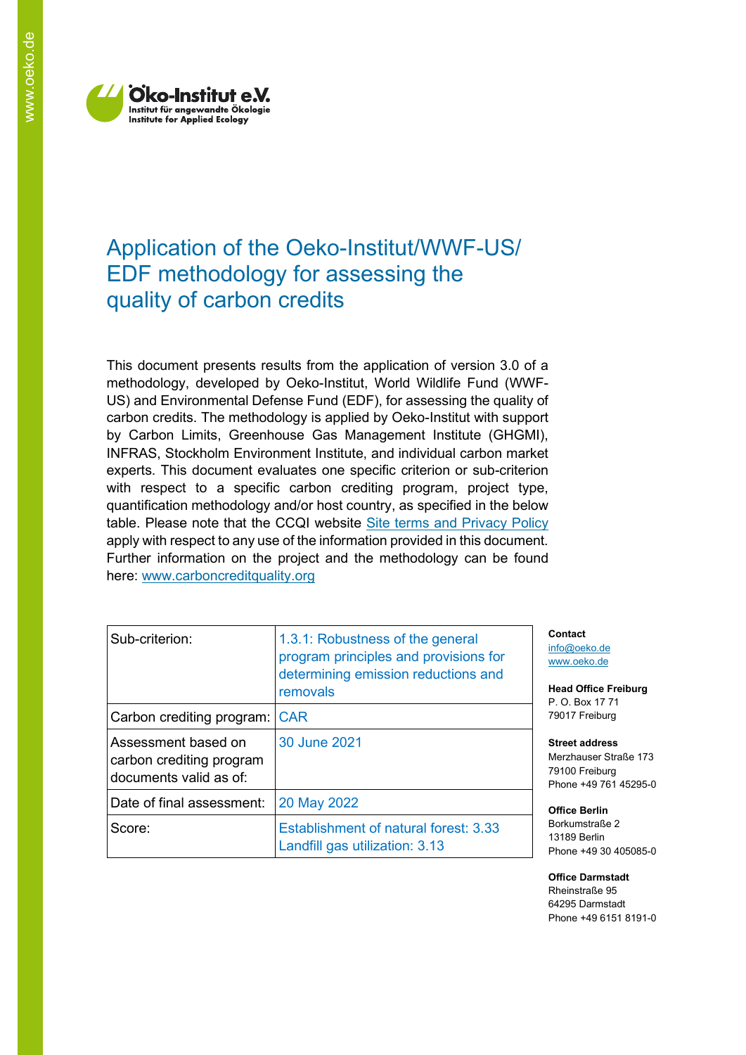Öko-Institut e.V.
Institut für angewandte Ökologie
Institute for Applied Ecology

# Application of the Oeko-Institut/WWF-US/ EDF methodology for assessing the quality of carbon credits

This document presents results from the application of version 3.0 of a methodology, developed by Oeko-Institut, World Wildlife Fund (WWF-US) and Environmental Defense Fund (EDF), for assessing the quality of carbon credits. The methodology is applied by Oeko-Institut with support by Carbon Limits, Greenhouse Gas Management Institute (GHGMI), INFRAS, Stockholm Environment Institute, and individual carbon market experts. This document evaluates one specific criterion or sub-criterion with respect to a specific carbon crediting program, project type, quantification methodology and/or host country, as specified in the below table. Please note that the CCQI website [Site terms and Privacy Policy] apply with respect to any use of the information provided in this document. Further information on the project and the methodology can be found here: www.carboncreditquality.org

| Sub-criterion: | 1.3.1: Robustness of the general program principles and provisions for determining emission reductions and removals |
|---|---|
| Carbon crediting program: | CAR |
| Assessment based on carbon crediting program documents valid as of: | 30 June 2021 |
| Date of final assessment: | 20 May 2022 |
| Score: | Establishment of natural forest: 3.33<br>Landfill gas utilization: 3.13 |

**Contact**
info@oeko.de
www.oeko.de

**Head Office Freiburg**
P. O. Box 17 71
79017 Freiburg

**Street address**
Merzhauser Straße 173
79100 Freiburg
Phone +49 761 45295-0

**Office Berlin**
Borkumstraße 2
13189 Berlin
Phone +49 30 405085-0

**Office Darmstadt**
Rheinstraße 95
64295 Darmstadt
Phone +49 6151 8191-0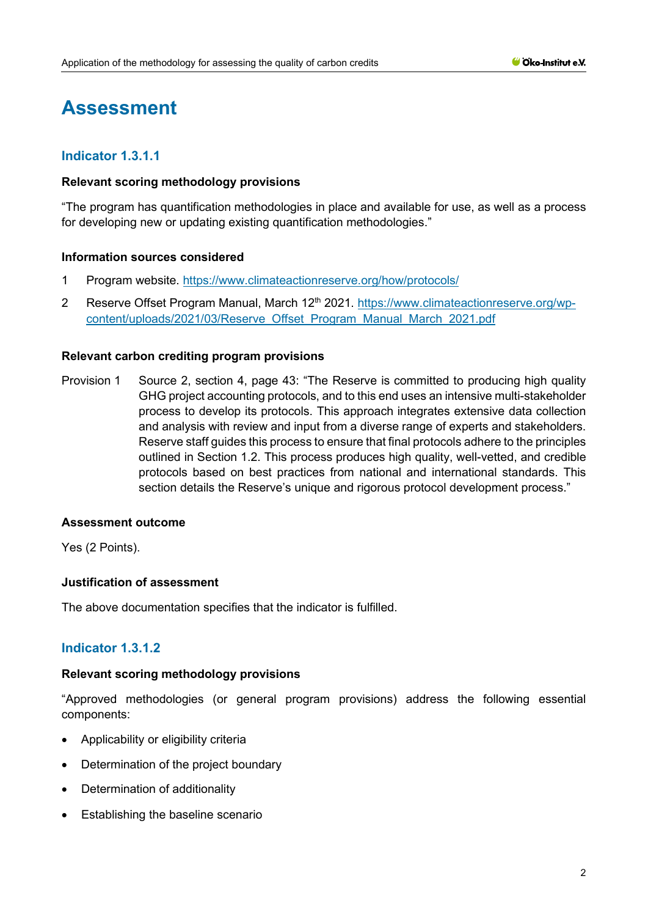# Assessment

## Indicator 1.3.1.1

### Relevant scoring methodology provisions

"The program has quantification methodologies in place and available for use, as well as a process for developing new or updating existing quantification methodologies."

### Information sources considered

1 Program website. https://www.climateactionreserve.org/how/protocols/

2 Reserve Offset Program Manual, March 12th 2021. https://www.climateactionreserve.org/wp-content/uploads/2021/03/Reserve_Offset_Program_Manual_March_2021.pdf

### Relevant carbon crediting program provisions

Provision 1 Source 2, section 4, page 43: "The Reserve is committed to producing high quality GHG project accounting protocols, and to this end uses an intensive multi-stakeholder process to develop its protocols. This approach integrates extensive data collection and analysis with review and input from a diverse range of experts and stakeholders. Reserve staff guides this process to ensure that final protocols adhere to the principles outlined in Section 1.2. This process produces high quality, well-vetted, and credible protocols based on best practices from national and international standards. This section details the Reserve's unique and rigorous protocol development process."

### Assessment outcome

Yes (2 Points).

### Justification of assessment

The above documentation specifies that the indicator is fulfilled.

## Indicator 1.3.1.2

### Relevant scoring methodology provisions

"Approved methodologies (or general program provisions) address the following essential components:

- Applicability or eligibility criteria
- Determination of the project boundary
- Determination of additionality
- Establishing the baseline scenario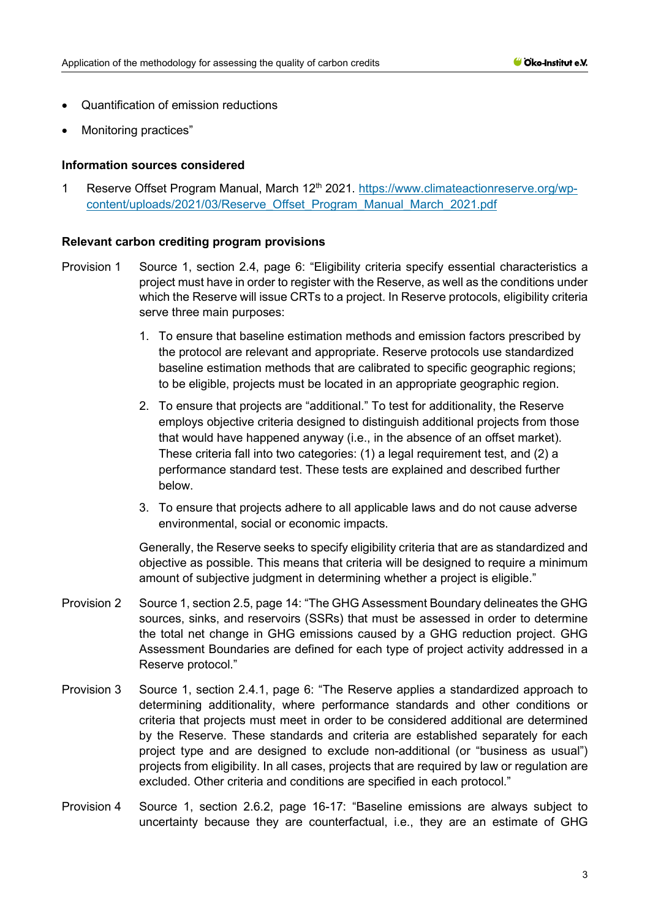- Quantification of emission reductions
- Monitoring practices"

**Information sources considered**

1 Reserve Offset Program Manual, March 12th 2021. https://www.climateactionreserve.org/wp-content/uploads/2021/03/Reserve_Offset_Program_Manual_March_2021.pdf

**Relevant carbon crediting program provisions**

Provision 1 Source 1, section 2.4, page 6: "Eligibility criteria specify essential characteristics a project must have in order to register with the Reserve, as well as the conditions under which the Reserve will issue CRTs to a project. In Reserve protocols, eligibility criteria serve three main purposes:

1. To ensure that baseline estimation methods and emission factors prescribed by the protocol are relevant and appropriate. Reserve protocols use standardized baseline estimation methods that are calibrated to specific geographic regions; to be eligible, projects must be located in an appropriate geographic region.
2. To ensure that projects are "additional." To test for additionality, the Reserve employs objective criteria designed to distinguish additional projects from those that would have happened anyway (i.e., in the absence of an offset market). These criteria fall into two categories: (1) a legal requirement test, and (2) a performance standard test. These tests are explained and described further below.
3. To ensure that projects adhere to all applicable laws and do not cause adverse environmental, social or economic impacts.

Generally, the Reserve seeks to specify eligibility criteria that are as standardized and objective as possible. This means that criteria will be designed to require a minimum amount of subjective judgment in determining whether a project is eligible."

Provision 2 Source 1, section 2.5, page 14: "The GHG Assessment Boundary delineates the GHG sources, sinks, and reservoirs (SSRs) that must be assessed in order to determine the total net change in GHG emissions caused by a GHG reduction project. GHG Assessment Boundaries are defined for each type of project activity addressed in a Reserve protocol."

Provision 3 Source 1, section 2.4.1, page 6: "The Reserve applies a standardized approach to determining additionality, where performance standards and other conditions or criteria that projects must meet in order to be considered additional are determined by the Reserve. These standards and criteria are established separately for each project type and are designed to exclude non-additional (or "business as usual") projects from eligibility. In all cases, projects that are required by law or regulation are excluded. Other criteria and conditions are specified in each protocol."

Provision 4 Source 1, section 2.6.2, page 16-17: "Baseline emissions are always subject to uncertainty because they are counterfactual, i.e., they are an estimate of GHG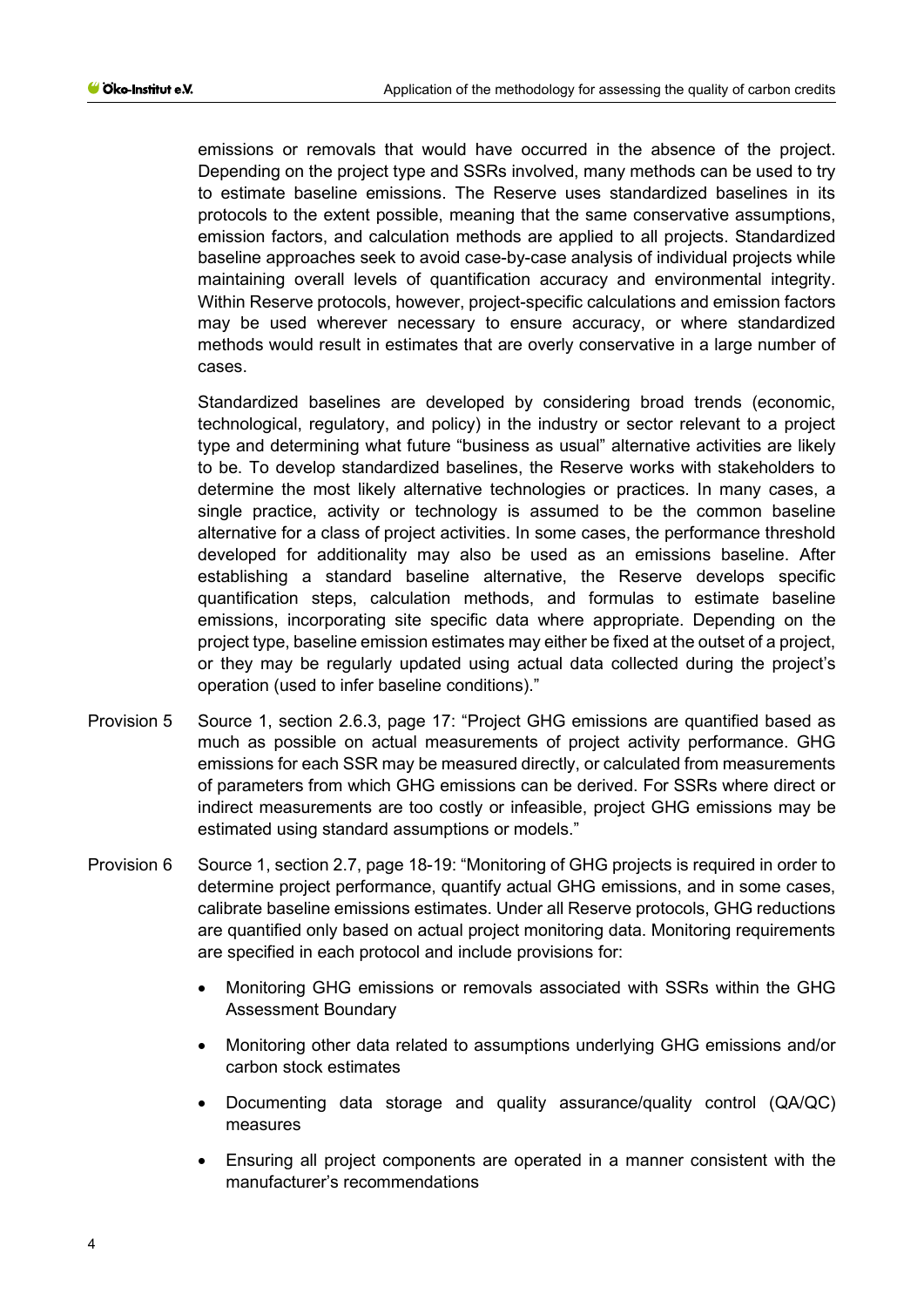emissions or removals that would have occurred in the absence of the project. Depending on the project type and SSRs involved, many methods can be used to try to estimate baseline emissions. The Reserve uses standardized baselines in its protocols to the extent possible, meaning that the same conservative assumptions, emission factors, and calculation methods are applied to all projects. Standardized baseline approaches seek to avoid case-by-case analysis of individual projects while maintaining overall levels of quantification accuracy and environmental integrity. Within Reserve protocols, however, project-specific calculations and emission factors may be used wherever necessary to ensure accuracy, or where standardized methods would result in estimates that are overly conservative in a large number of cases.

Standardized baselines are developed by considering broad trends (economic, technological, regulatory, and policy) in the industry or sector relevant to a project type and determining what future "business as usual" alternative activities are likely to be. To develop standardized baselines, the Reserve works with stakeholders to determine the most likely alternative technologies or practices. In many cases, a single practice, activity or technology is assumed to be the common baseline alternative for a class of project activities. In some cases, the performance threshold developed for additionality may also be used as an emissions baseline. After establishing a standard baseline alternative, the Reserve develops specific quantification steps, calculation methods, and formulas to estimate baseline emissions, incorporating site specific data where appropriate. Depending on the project type, baseline emission estimates may either be fixed at the outset of a project, or they may be regularly updated using actual data collected during the project's operation (used to infer baseline conditions)."

Provision 5 Source 1, section 2.6.3, page 17: "Project GHG emissions are quantified based as much as possible on actual measurements of project activity performance. GHG emissions for each SSR may be measured directly, or calculated from measurements of parameters from which GHG emissions can be derived. For SSRs where direct or indirect measurements are too costly or infeasible, project GHG emissions may be estimated using standard assumptions or models."

Provision 6 Source 1, section 2.7, page 18-19: "Monitoring of GHG projects is required in order to determine project performance, quantify actual GHG emissions, and in some cases, calibrate baseline emissions estimates. Under all Reserve protocols, GHG reductions are quantified only based on actual project monitoring data. Monitoring requirements are specified in each protocol and include provisions for:

- Monitoring GHG emissions or removals associated with SSRs within the GHG Assessment Boundary
- Monitoring other data related to assumptions underlying GHG emissions and/or carbon stock estimates
- Documenting data storage and quality assurance/quality control (QA/QC) measures
- Ensuring all project components are operated in a manner consistent with the manufacturer's recommendations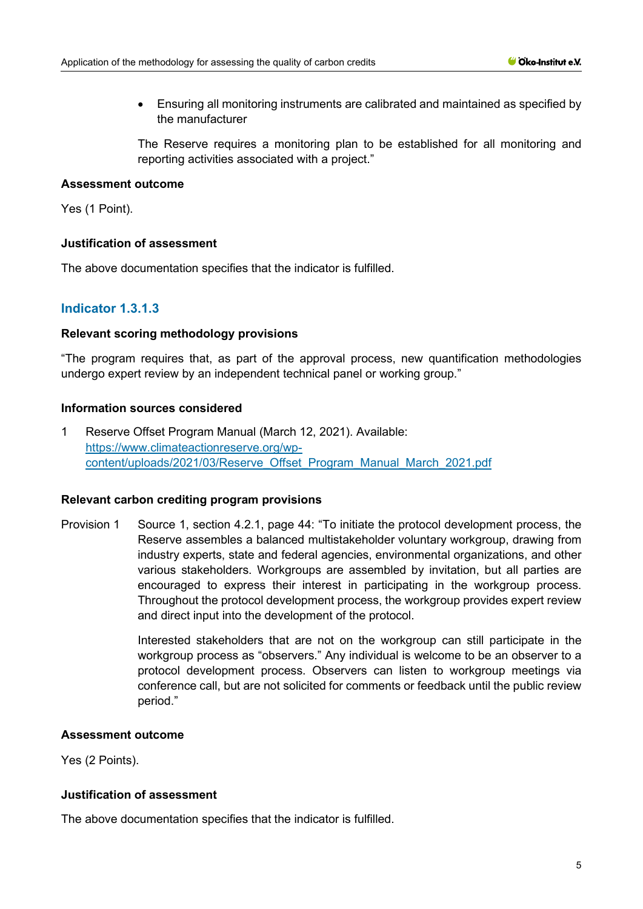- Ensuring all monitoring instruments are calibrated and maintained as specified by the manufacturer

The Reserve requires a monitoring plan to be established for all monitoring and reporting activities associated with a project."

**Assessment outcome**

Yes (1 Point).

**Justification of assessment**

The above documentation specifies that the indicator is fulfilled.

### Indicator 1.3.1.3

**Relevant scoring methodology provisions**

"The program requires that, as part of the approval process, new quantification methodologies undergo expert review by an independent technical panel or workgroup."

**Information sources considered**

1 Reserve Offset Program Manual (March 12, 2021). Available: [https://www.climateactionreserve.org/wp-content/uploads/2021/03/Reserve_Offset_Program_Manual_March_2021.pdf](https://www.climateactionreserve.org/wp-content/uploads/2021/03/Reserve_Offset_Program_Manual_March_2021.pdf)

**Relevant carbon crediting program provisions**

Provision 1 Source 1, section 4.2.1, page 44: "To initiate the protocol development process, the Reserve assembles a balanced multistakeholder voluntary workgroup, drawing from industry experts, state and federal agencies, environmental organizations, and other various stakeholders. Workgroups are assembled by invitation, but all parties are encouraged to express their interest in participating in the workgroup process. Throughout the protocol development process, the workgroup provides expert review and direct input into the development of the protocol.

Interested stakeholders that are not on the workgroup can still participate in the workgroup process as "observers." Any individual is welcome to be an observer to a protocol development process. Observers can listen to workgroup meetings via conference call, but are not solicited for comments or feedback until the public review period."

**Assessment outcome**

Yes (2 Points).

**Justification of assessment**

The above documentation specifies that the indicator is fulfilled.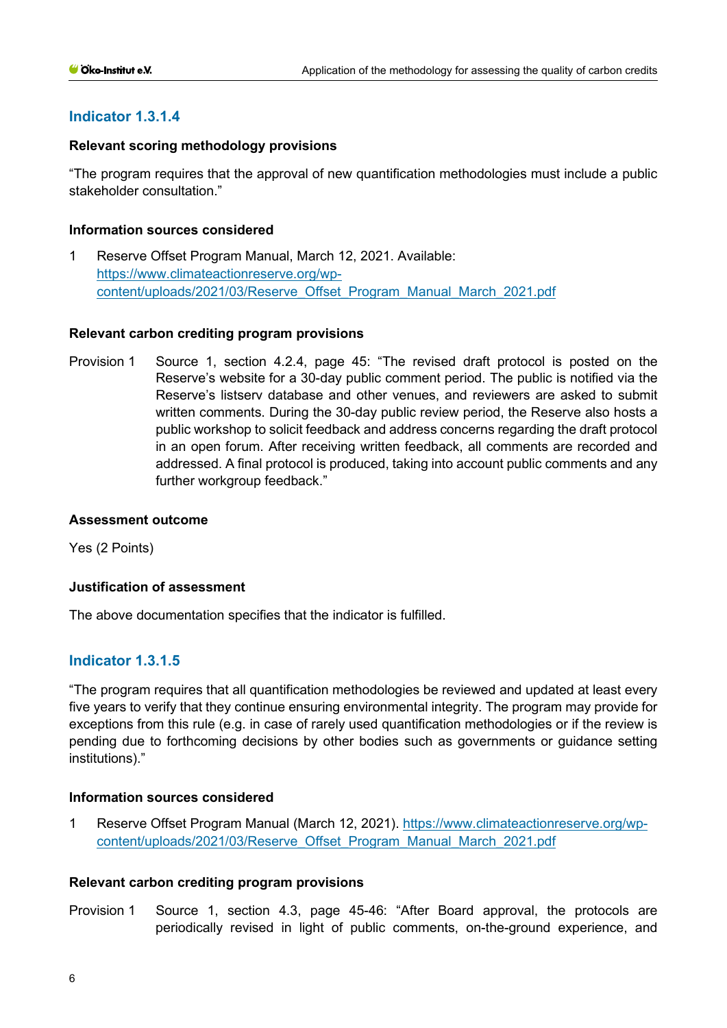## Indicator 1.3.1.4

**Relevant scoring methodology provisions**

"The program requires that the approval of new quantification methodologies must include a public stakeholder consultation."

**Information sources considered**

1 Reserve Offset Program Manual, March 12, 2021. Available: https://www.climateactionreserve.org/wp-content/uploads/2021/03/Reserve_Offset_Program_Manual_March_2021.pdf

**Relevant carbon crediting program provisions**

Provision 1 Source 1, section 4.2.4, page 45: "The revised draft protocol is posted on the Reserve's website for a 30-day public comment period. The public is notified via the Reserve's listserv database and other venues, and reviewers are asked to submit written comments. During the 30-day public review period, the Reserve also hosts a public workshop to solicit feedback and address concerns regarding the draft protocol in an open forum. After receiving written feedback, all comments are recorded and addressed. A final protocol is produced, taking into account public comments and any further workgroup feedback."

**Assessment outcome**

Yes (2 Points)

**Justification of assessment**

The above documentation specifies that the indicator is fulfilled.

## Indicator 1.3.1.5

"The program requires that all quantification methodologies be reviewed and updated at least every five years to verify that they continue ensuring environmental integrity. The program may provide for exceptions from this rule (e.g. in case of rarely used quantification methodologies or if the review is pending due to forthcoming decisions by other bodies such as governments or guidance setting institutions)."

**Information sources considered**

1 Reserve Offset Program Manual (March 12, 2021). https://www.climateactionreserve.org/wp-content/uploads/2021/03/Reserve_Offset_Program_Manual_March_2021.pdf

**Relevant carbon crediting program provisions**

Provision 1 Source 1, section 4.3, page 45-46: "After Board approval, the protocols are periodically revised in light of public comments, on-the-ground experience, and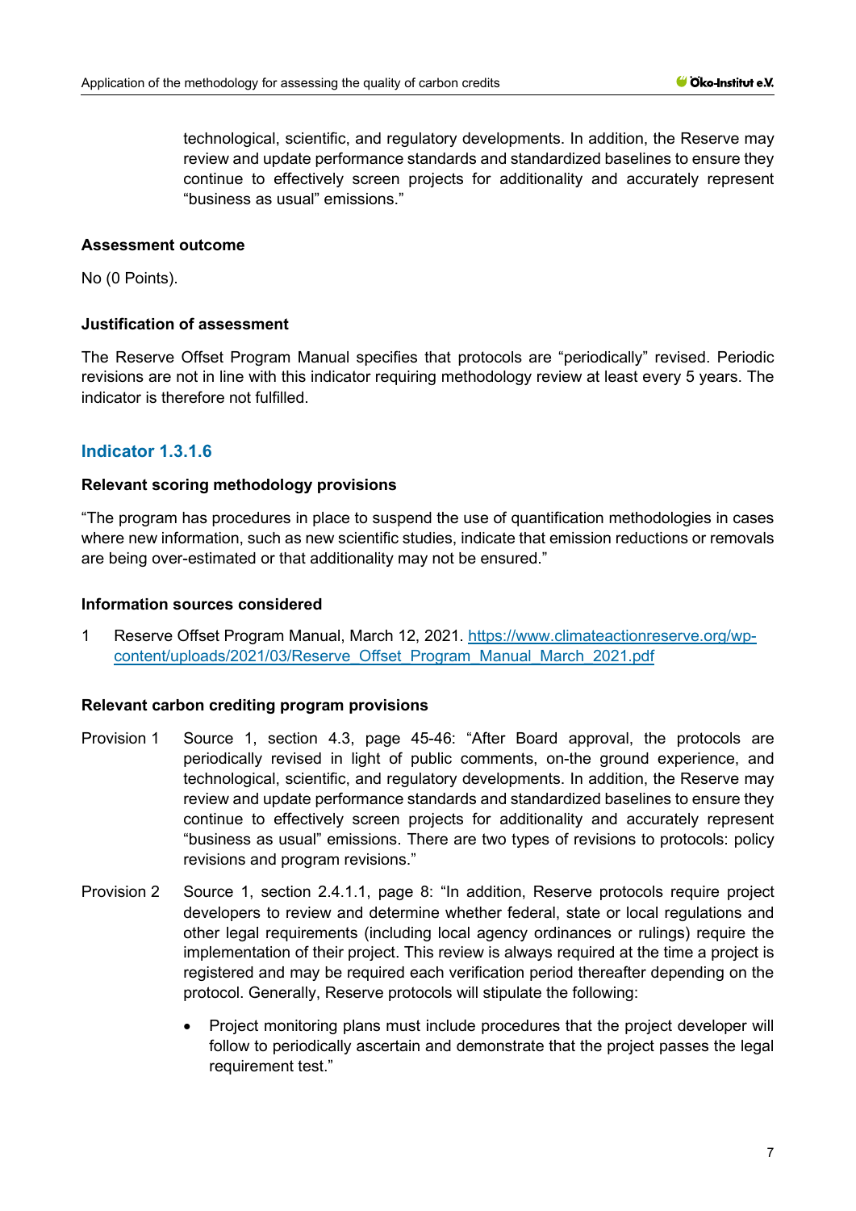technological, scientific, and regulatory developments. In addition, the Reserve may review and update performance standards and standardized baselines to ensure they continue to effectively screen projects for additionality and accurately represent "business as usual" emissions."

**Assessment outcome**

No (0 Points).

**Justification of assessment**

The Reserve Offset Program Manual specifies that protocols are "periodically" revised. Periodic revisions are not in line with this indicator requiring methodology review at least every 5 years. The indicator is therefore not fulfilled.

### Indicator 1.3.1.6

**Relevant scoring methodology provisions**

"The program has procedures in place to suspend the use of quantification methodologies in cases where new information, such as new scientific studies, indicate that emission reductions or removals are being over-estimated or that additionality may not be ensured."

**Information sources considered**

1 Reserve Offset Program Manual, March 12, 2021. https://www.climateactionreserve.org/wp-content/uploads/2021/03/Reserve_Offset_Program_Manual_March_2021.pdf

**Relevant carbon crediting program provisions**

Provision 1 Source 1, section 4.3, page 45-46: "After Board approval, the protocols are periodically revised in light of public comments, on-the ground experience, and technological, scientific, and regulatory developments. In addition, the Reserve may review and update performance standards and standardized baselines to ensure they continue to effectively screen projects for additionality and accurately represent "business as usual" emissions. There are two types of revisions to protocols: policy revisions and program revisions."

Provision 2 Source 1, section 2.4.1.1, page 8: "In addition, Reserve protocols require project developers to review and determine whether federal, state or local regulations and other legal requirements (including local agency ordinances or rulings) require the implementation of their project. This review is always required at the time a project is registered and may be required each verification period thereafter depending on the protocol. Generally, Reserve protocols will stipulate the following:

- Project monitoring plans must include procedures that the project developer will follow to periodically ascertain and demonstrate that the project passes the legal requirement test."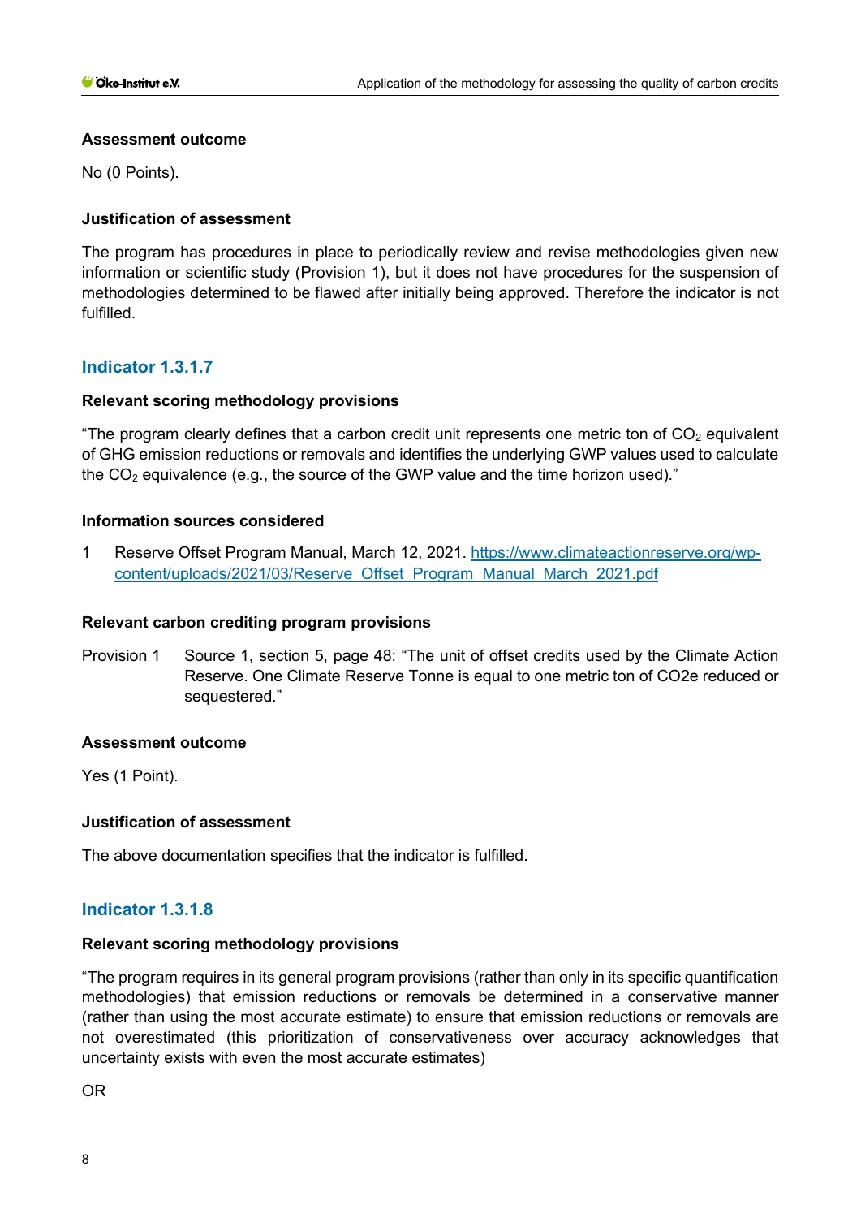**Assessment outcome**

No (0 Points).

**Justification of assessment**

The program has procedures in place to periodically review and revise methodologies given new information or scientific study (Provision 1), but it does not have procedures for the suspension of methodologies determined to be flawed after initially being approved. Therefore the indicator is not fulfilled.

## Indicator 1.3.1.7

**Relevant scoring methodology provisions**

“The program clearly defines that a carbon credit unit represents one metric ton of $CO_2$ equivalent of GHG emission reductions or removals and identifies the underlying GWP values used to calculate the $CO_2$ equivalence (e.g., the source of the GWP value and the time horizon used).”

**Information sources considered**

1 Reserve Offset Program Manual, March 12, 2021. https://www.climateactionreserve.org/wp-content/uploads/2021/03/Reserve_Offset_Program_Manual_March_2021.pdf

**Relevant carbon crediting program provisions**

Provision 1 Source 1, section 5, page 48: “The unit of offset credits used by the Climate Action Reserve. One Climate Reserve Tonne is equal to one metric ton of CO2e reduced or sequestered.”

**Assessment outcome**

Yes (1 Point).

**Justification of assessment**

The above documentation specifies that the indicator is fulfilled.

## Indicator 1.3.1.8

**Relevant scoring methodology provisions**

“The program requires in its general program provisions (rather than only in its specific quantification methodologies) that emission reductions or removals be determined in a conservative manner (rather than using the most accurate estimate) to ensure that emission reductions or removals are not overestimated (this prioritization of conservativeness over accuracy acknowledges that uncertainty exists with even the most accurate estimates)

OR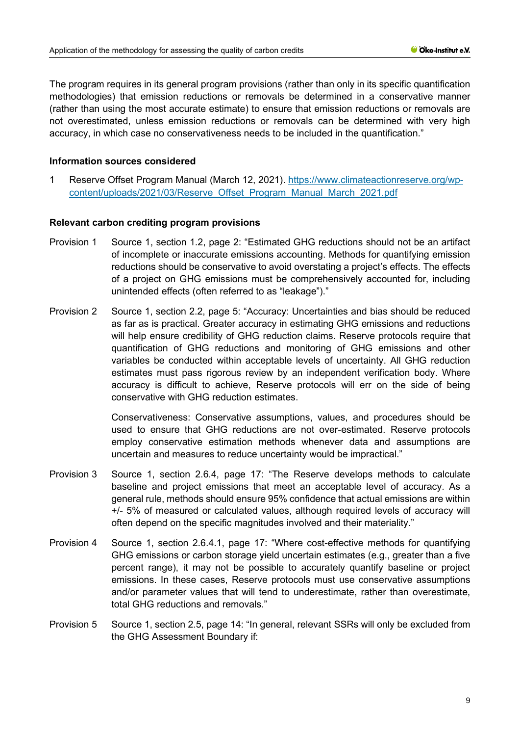The program requires in its general program provisions (rather than only in its specific quantification methodologies) that emission reductions or removals be determined in a conservative manner (rather than using the most accurate estimate) to ensure that emission reductions or removals are not overestimated, unless emission reductions or removals can be determined with very high accuracy, in which case no conservativeness needs to be included in the quantification."

**Information sources considered**

1 Reserve Offset Program Manual (March 12, 2021). [https://www.climateactionreserve.org/wp-content/uploads/2021/03/Reserve_Offset_Program_Manual_March_2021.pdf](https://www.climateactionreserve.org/wp-content/uploads/2021/03/Reserve_Offset_Program_Manual_March_2021.pdf)

**Relevant carbon crediting program provisions**

Provision 1 Source 1, section 1.2, page 2: "Estimated GHG reductions should not be an artifact of incomplete or inaccurate emissions accounting. Methods for quantifying emission reductions should be conservative to avoid overstating a project's effects. The effects of a project on GHG emissions must be comprehensively accounted for, including unintended effects (often referred to as "leakage")."

Provision 2 Source 1, section 2.2, page 5: "Accuracy: Uncertainties and bias should be reduced as far as is practical. Greater accuracy in estimating GHG emissions and reductions will help ensure credibility of GHG reduction claims. Reserve protocols require that quantification of GHG reductions and monitoring of GHG emissions and other variables be conducted within acceptable levels of uncertainty. All GHG reduction estimates must pass rigorous review by an independent verification body. Where accuracy is difficult to achieve, Reserve protocols will err on the side of being conservative with GHG reduction estimates.

Conservativeness: Conservative assumptions, values, and procedures should be used to ensure that GHG reductions are not over-estimated. Reserve protocols employ conservative estimation methods whenever data and assumptions are uncertain and measures to reduce uncertainty would be impractical."

Provision 3 Source 1, section 2.6.4, page 17: "The Reserve develops methods to calculate baseline and project emissions that meet an acceptable level of accuracy. As a general rule, methods should ensure 95% confidence that actual emissions are within +/- 5% of measured or calculated values, although required levels of accuracy will often depend on the specific magnitudes involved and their materiality."

Provision 4 Source 1, section 2.6.4.1, page 17: "Where cost-effective methods for quantifying GHG emissions or carbon storage yield uncertain estimates (e.g., greater than a five percent range), it may not be possible to accurately quantify baseline or project emissions. In these cases, Reserve protocols must use conservative assumptions and/or parameter values that will tend to underestimate, rather than overestimate, total GHG reductions and removals."

Provision 5 Source 1, section 2.5, page 14: "In general, relevant SSRs will only be excluded from the GHG Assessment Boundary if: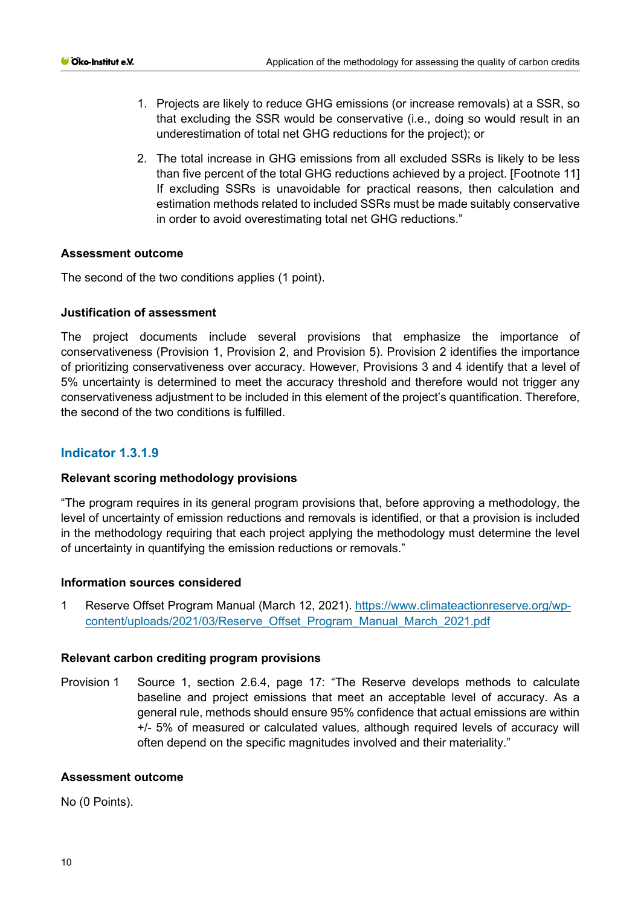1. Projects are likely to reduce GHG emissions (or increase removals) at a SSR, so that excluding the SSR would be conservative (i.e., doing so would result in an underestimation of total net GHG reductions for the project); or

2. The total increase in GHG emissions from all excluded SSRs is likely to be less than five percent of the total GHG reductions achieved by a project. [Footnote 11] If excluding SSRs is unavoidable for practical reasons, then calculation and estimation methods related to included SSRs must be made suitably conservative in order to avoid overestimating total net GHG reductions."

**Assessment outcome**

The second of the two conditions applies (1 point).

**Justification of assessment**

The project documents include several provisions that emphasize the importance of conservativeness (Provision 1, Provision 2, and Provision 5). Provision 2 identifies the importance of prioritizing conservativeness over accuracy. However, Provisions 3 and 4 identify that a level of 5% uncertainty is determined to meet the accuracy threshold and therefore would not trigger any conservativeness adjustment to be included in this element of the project's quantification. Therefore, the second of the two conditions is fulfilled.

## Indicator 1.3.1.9

**Relevant scoring methodology provisions**

"The program requires in its general program provisions that, before approving a methodology, the level of uncertainty of emission reductions and removals is identified, or that a provision is included in the methodology requiring that each project applying the methodology must determine the level of uncertainty in quantifying the emission reductions or removals."

**Information sources considered**

1 Reserve Offset Program Manual (March 12, 2021). https://www.climateactionreserve.org/wp-content/uploads/2021/03/Reserve_Offset_Program_Manual_March_2021.pdf

**Relevant carbon crediting program provisions**

Provision 1 Source 1, section 2.6.4, page 17: "The Reserve develops methods to calculate baseline and project emissions that meet an acceptable level of accuracy. As a general rule, methods should ensure 95% confidence that actual emissions are within +/- 5% of measured or calculated values, although required levels of accuracy will often depend on the specific magnitudes involved and their materiality."

**Assessment outcome**

No (0 Points).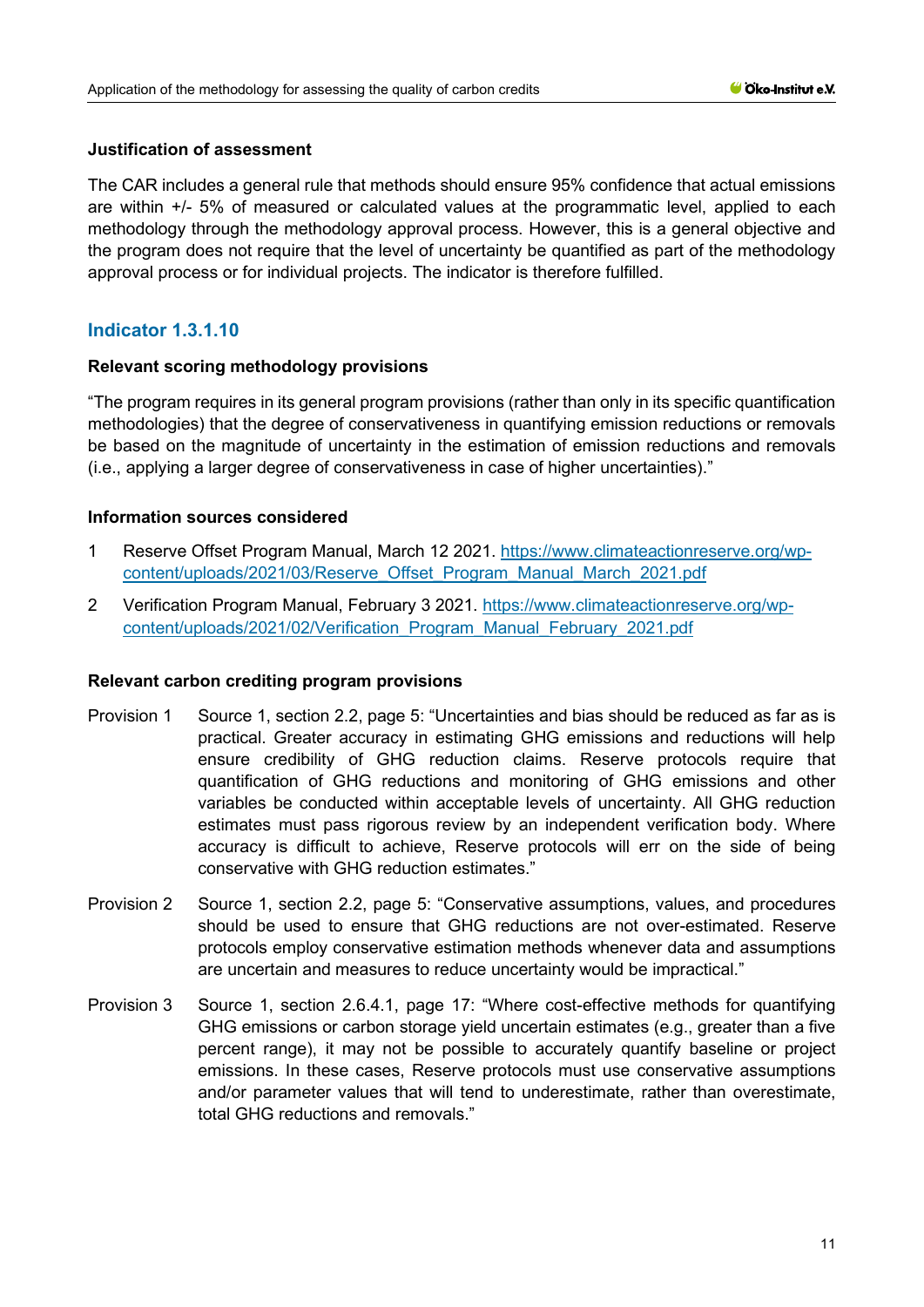### Justification of assessment

The CAR includes a general rule that methods should ensure 95% confidence that actual emissions are within +/- 5% of measured or calculated values at the programmatic level, applied to each methodology through the methodology approval process. However, this is a general objective and the program does not require that the level of uncertainty be quantified as part of the methodology approval process or for individual projects. The indicator is therefore fulfilled.

## Indicator 1.3.1.10

### Relevant scoring methodology provisions

"The program requires in its general program provisions (rather than only in its specific quantification methodologies) that the degree of conservativeness in quantifying emission reductions or removals be based on the magnitude of uncertainty in the estimation of emission reductions and removals (i.e., applying a larger degree of conservativeness in case of higher uncertainties)."

### Information sources considered

1. Reserve Offset Program Manual, March 12 2021. https://www.climateactionreserve.org/wp-content/uploads/2021/03/Reserve_Offset_Program_Manual_March_2021.pdf
2. Verification Program Manual, February 3 2021. https://www.climateactionreserve.org/wp-content/uploads/2021/02/Verification_Program_Manual_February_2021.pdf

### Relevant carbon crediting program provisions

Provision 1 Source 1, section 2.2, page 5: "Uncertainties and bias should be reduced as far as is practical. Greater accuracy in estimating GHG emissions and reductions will help ensure credibility of GHG reduction claims. Reserve protocols require that quantification of GHG reductions and monitoring of GHG emissions and other variables be conducted within acceptable levels of uncertainty. All GHG reduction estimates must pass rigorous review by an independent verification body. Where accuracy is difficult to achieve, Reserve protocols will err on the side of being conservative with GHG reduction estimates."

Provision 2 Source 1, section 2.2, page 5: "Conservative assumptions, values, and procedures should be used to ensure that GHG reductions are not over-estimated. Reserve protocols employ conservative estimation methods whenever data and assumptions are uncertain and measures to reduce uncertainty would be impractical."

Provision 3 Source 1, section 2.6.4.1, page 17: "Where cost-effective methods for quantifying GHG emissions or carbon storage yield uncertain estimates (e.g., greater than a five percent range), it may not be possible to accurately quantify baseline or project emissions. In these cases, Reserve protocols must use conservative assumptions and/or parameter values that will tend to underestimate, rather than overestimate, total GHG reductions and removals."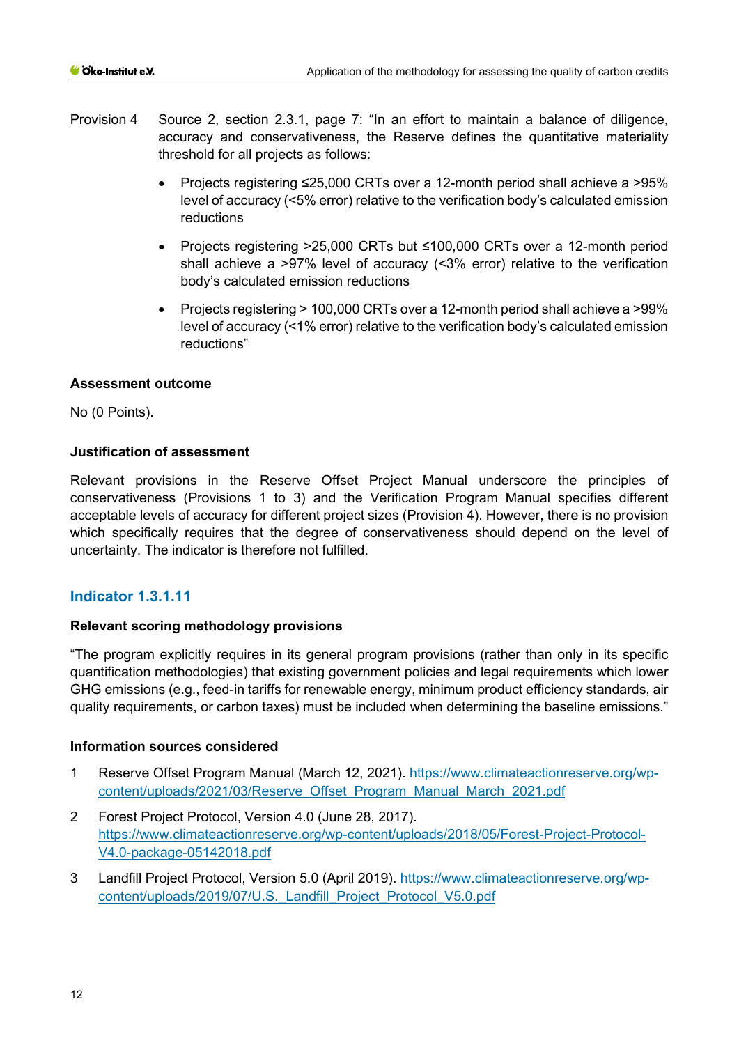Provision 4 Source 2, section 2.3.1, page 7: "In an effort to maintain a balance of diligence, accuracy and conservativeness, the Reserve defines the quantitative materiality threshold for all projects as follows:

- Projects registering ≤25,000 CRTs over a 12-month period shall achieve a >95% level of accuracy (<5% error) relative to the verification body's calculated emission reductions
- Projects registering >25,000 CRTs but ≤100,000 CRTs over a 12-month period shall achieve a >97% level of accuracy (<3% error) relative to the verification body's calculated emission reductions
- Projects registering > 100,000 CRTs over a 12-month period shall achieve a >99% level of accuracy (<1% error) relative to the verification body's calculated emission reductions"

**Assessment outcome**

No (0 Points).

**Justification of assessment**

Relevant provisions in the Reserve Offset Project Manual underscore the principles of conservativeness (Provisions 1 to 3) and the Verification Program Manual specifies different acceptable levels of accuracy for different project sizes (Provision 4). However, there is no provision which specifically requires that the degree of conservativeness should depend on the level of uncertainty. The indicator is therefore not fulfilled.

## Indicator 1.3.1.11

**Relevant scoring methodology provisions**

"The program explicitly requires in its general program provisions (rather than only in its specific quantification methodologies) that existing government policies and legal requirements which lower GHG emissions (e.g., feed-in tariffs for renewable energy, minimum product efficiency standards, air quality requirements, or carbon taxes) must be included when determining the baseline emissions."

**Information sources considered**

1. Reserve Offset Program Manual (March 12, 2021). https://www.climateactionreserve.org/wp-content/uploads/2021/03/Reserve_Offset_Program_Manual_March_2021.pdf
2. Forest Project Protocol, Version 4.0 (June 28, 2017). https://www.climateactionreserve.org/wp-content/uploads/2018/05/Forest-Project-Protocol-V4.0-package-05142018.pdf
3. Landfill Project Protocol, Version 5.0 (April 2019). https://www.climateactionreserve.org/wp-content/uploads/2019/07/U.S._Landfill_Project_Protocol_V5.0.pdf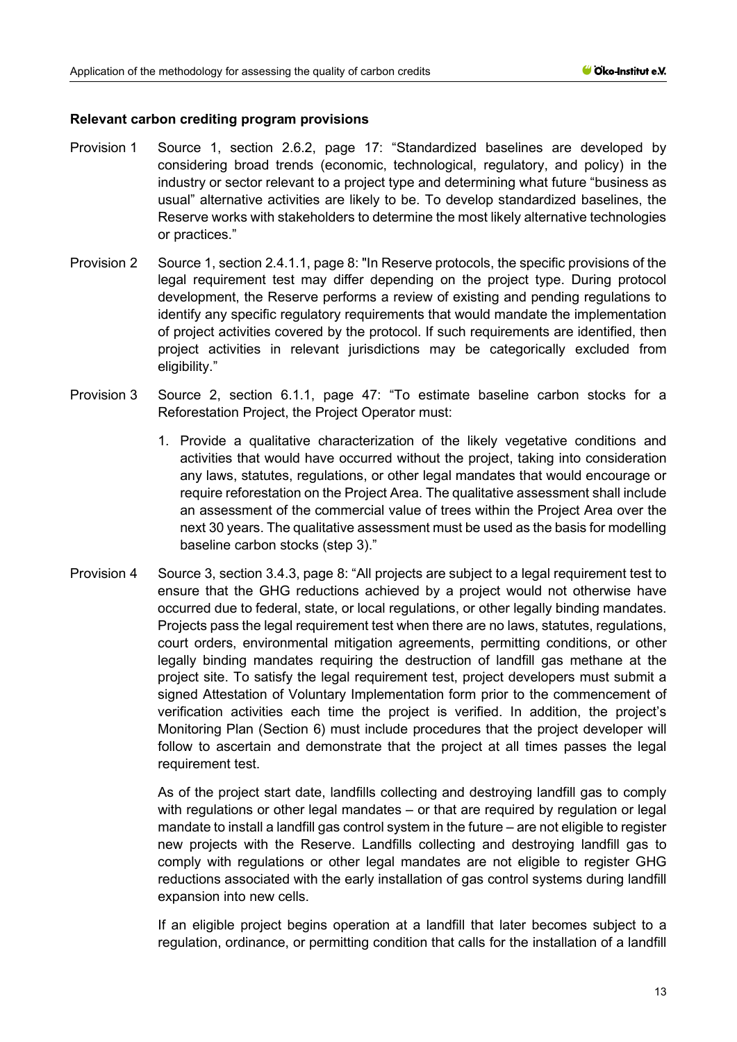**Relevant carbon crediting program provisions**

Provision 1 Source 1, section 2.6.2, page 17: "Standardized baselines are developed by considering broad trends (economic, technological, regulatory, and policy) in the industry or sector relevant to a project type and determining what future "business as usual" alternative activities are likely to be. To develop standardized baselines, the Reserve works with stakeholders to determine the most likely alternative technologies or practices."

Provision 2 Source 1, section 2.4.1.1, page 8: "In Reserve protocols, the specific provisions of the legal requirement test may differ depending on the project type. During protocol development, the Reserve performs a review of existing and pending regulations to identify any specific regulatory requirements that would mandate the implementation of project activities covered by the protocol. If such requirements are identified, then project activities in relevant jurisdictions may be categorically excluded from eligibility."

Provision 3 Source 2, section 6.1.1, page 47: "To estimate baseline carbon stocks for a Reforestation Project, the Project Operator must:

1. Provide a qualitative characterization of the likely vegetative conditions and activities that would have occurred without the project, taking into consideration any laws, statutes, regulations, or other legal mandates that would encourage or require reforestation on the Project Area. The qualitative assessment shall include an assessment of the commercial value of trees within the Project Area over the next 30 years. The qualitative assessment must be used as the basis for modelling baseline carbon stocks (step 3)."

Provision 4 Source 3, section 3.4.3, page 8: "All projects are subject to a legal requirement test to ensure that the GHG reductions achieved by a project would not otherwise have occurred due to federal, state, or local regulations, or other legally binding mandates. Projects pass the legal requirement test when there are no laws, statutes, regulations, court orders, environmental mitigation agreements, permitting conditions, or other legally binding mandates requiring the destruction of landfill gas methane at the project site. To satisfy the legal requirement test, project developers must submit a signed Attestation of Voluntary Implementation form prior to the commencement of verification activities each time the project is verified. In addition, the project's Monitoring Plan (Section 6) must include procedures that the project developer will follow to ascertain and demonstrate that the project at all times passes the legal requirement test.

As of the project start date, landfills collecting and destroying landfill gas to comply with regulations or other legal mandates – or that are required by regulation or legal mandate to install a landfill gas control system in the future – are not eligible to register new projects with the Reserve. Landfills collecting and destroying landfill gas to comply with regulations or other legal mandates are not eligible to register GHG reductions associated with the early installation of gas control systems during landfill expansion into new cells.

If an eligible project begins operation at a landfill that later becomes subject to a regulation, ordinance, or permitting condition that calls for the installation of a landfill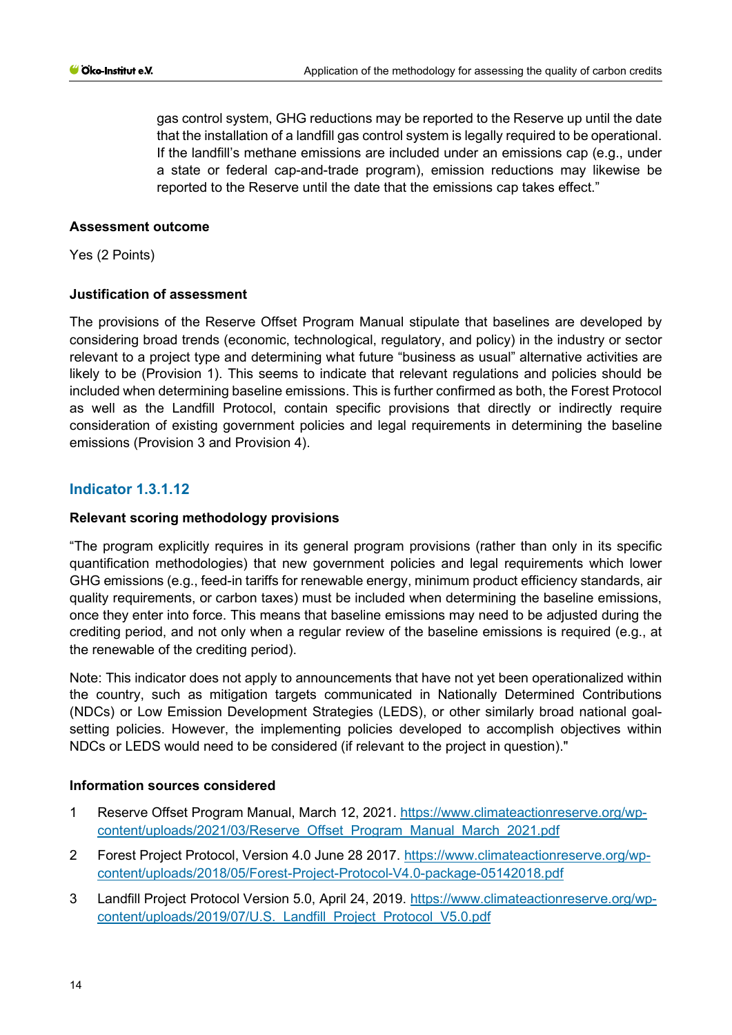gas control system, GHG reductions may be reported to the Reserve up until the date that the installation of a landfill gas control system is legally required to be operational. If the landfill's methane emissions are included under an emissions cap (e.g., under a state or federal cap-and-trade program), emission reductions may likewise be reported to the Reserve until the date that the emissions cap takes effect."

**Assessment outcome**

Yes (2 Points)

**Justification of assessment**

The provisions of the Reserve Offset Program Manual stipulate that baselines are developed by considering broad trends (economic, technological, regulatory, and policy) in the industry or sector relevant to a project type and determining what future "business as usual" alternative activities are likely to be (Provision 1). This seems to indicate that relevant regulations and policies should be included when determining baseline emissions. This is further confirmed as both, the Forest Protocol as well as the Landfill Protocol, contain specific provisions that directly or indirectly require consideration of existing government policies and legal requirements in determining the baseline emissions (Provision 3 and Provision 4).

## Indicator 1.3.1.12

**Relevant scoring methodology provisions**

"The program explicitly requires in its general program provisions (rather than only in its specific quantification methodologies) that new government policies and legal requirements which lower GHG emissions (e.g., feed-in tariffs for renewable energy, minimum product efficiency standards, air quality requirements, or carbon taxes) must be included when determining the baseline emissions, once they enter into force. This means that baseline emissions may need to be adjusted during the crediting period, and not only when a regular review of the baseline emissions is required (e.g., at the renewable of the crediting period).

Note: This indicator does not apply to announcements that have not yet been operationalized within the country, such as mitigation targets communicated in Nationally Determined Contributions (NDCs) or Low Emission Development Strategies (LEDS), or other similarly broad national goal-setting policies. However, the implementing policies developed to accomplish objectives within NDCs or LEDS would need to be considered (if relevant to the project in question)."

**Information sources considered**

1. Reserve Offset Program Manual, March 12, 2021. https://www.climateactionreserve.org/wp-content/uploads/2021/03/Reserve_Offset_Program_Manual_March_2021.pdf
2. Forest Project Protocol, Version 4.0 June 28 2017. https://www.climateactionreserve.org/wp-content/uploads/2018/05/Forest-Project-Protocol-V4.0-package-05142018.pdf
3. Landfill Project Protocol Version 5.0, April 24, 2019. https://www.climateactionreserve.org/wp-content/uploads/2019/07/U.S._Landfill_Project_Protocol_V5.0.pdf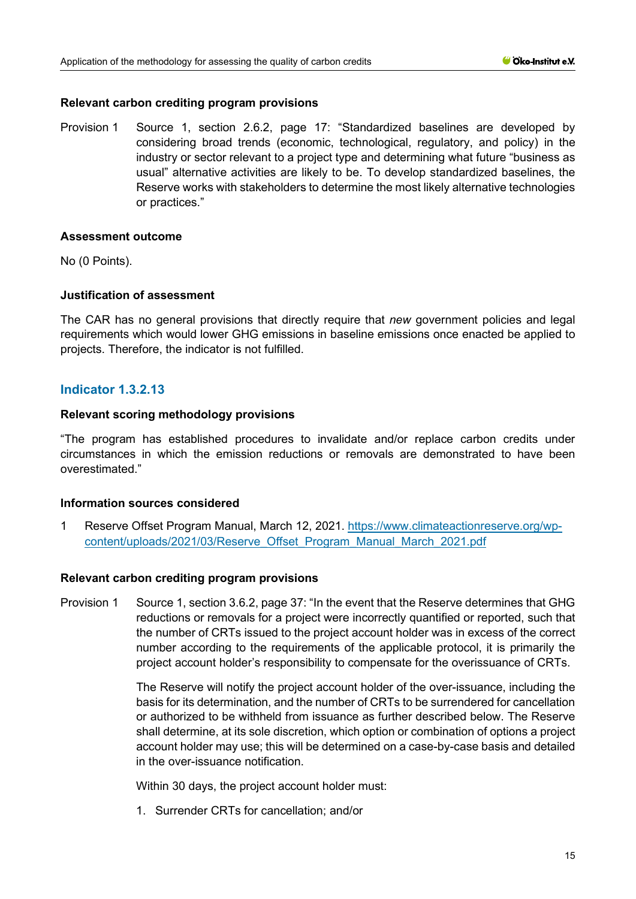#### Relevant carbon crediting program provisions

Provision 1 Source 1, section 2.6.2, page 17: "Standardized baselines are developed by considering broad trends (economic, technological, regulatory, and policy) in the industry or sector relevant to a project type and determining what future "business as usual" alternative activities are likely to be. To develop standardized baselines, the Reserve works with stakeholders to determine the most likely alternative technologies or practices."

#### Assessment outcome

No (0 Points).

#### Justification of assessment

The CAR has no general provisions that directly require that *new* government policies and legal requirements which would lower GHG emissions in baseline emissions once enacted be applied to projects. Therefore, the indicator is not fulfilled.

### Indicator 1.3.2.13

#### Relevant scoring methodology provisions

"The program has established procedures to invalidate and/or replace carbon credits under circumstances in which the emission reductions or removals are demonstrated to have been overestimated."

#### Information sources considered

1 Reserve Offset Program Manual, March 12, 2021. [https://www.climateactionreserve.org/wp-content/uploads/2021/03/Reserve_Offset_Program_Manual_March_2021.pdf](https://www.climateactionreserve.org/wp-content/uploads/2021/03/Reserve_Offset_Program_Manual_March_2021.pdf)

#### Relevant carbon crediting program provisions

Provision 1 Source 1, section 3.6.2, page 37: "In the event that the Reserve determines that GHG reductions or removals for a project were incorrectly quantified or reported, such that the number of CRTs issued to the project account holder was in excess of the correct number according to the requirements of the applicable protocol, it is primarily the project account holder's responsibility to compensate for the overissuance of CRTs.

The Reserve will notify the project account holder of the over-issuance, including the basis for its determination, and the number of CRTs to be surrendered for cancellation or authorized to be withheld from issuance as further described below. The Reserve shall determine, at its sole discretion, which option or combination of options a project account holder may use; this will be determined on a case-by-case basis and detailed in the over-issuance notification.

Within 30 days, the project account holder must:

1. Surrender CRTs for cancellation; and/or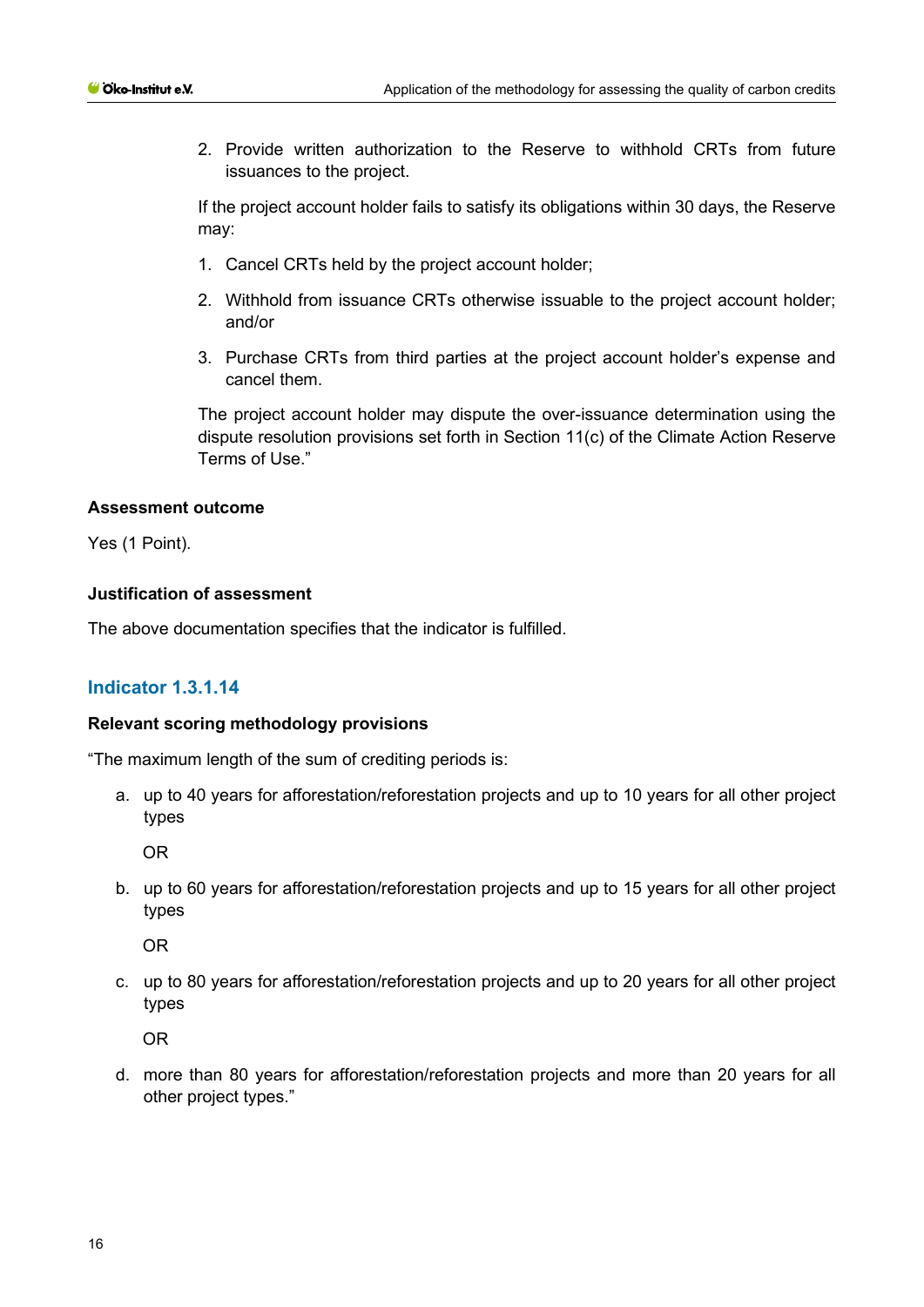2. Provide written authorization to the Reserve to withhold CRTs from future issuances to the project.

If the project account holder fails to satisfy its obligations within 30 days, the Reserve may:

1. Cancel CRTs held by the project account holder;
2. Withhold from issuance CRTs otherwise issuable to the project account holder; and/or
3. Purchase CRTs from third parties at the project account holder's expense and cancel them.

The project account holder may dispute the over-issuance determination using the dispute resolution provisions set forth in Section 11(c) of the Climate Action Reserve Terms of Use."

**Assessment outcome**

Yes (1 Point).

**Justification of assessment**

The above documentation specifies that the indicator is fulfilled.

### Indicator 1.3.1.14

**Relevant scoring methodology provisions**

"The maximum length of the sum of crediting periods is:

a. up to 40 years for afforestation/reforestation projects and up to 10 years for all other project types

   OR

b. up to 60 years for afforestation/reforestation projects and up to 15 years for all other project types

   OR

c. up to 80 years for afforestation/reforestation projects and up to 20 years for all other project types

   OR

d. more than 80 years for afforestation/reforestation projects and more than 20 years for all other project types."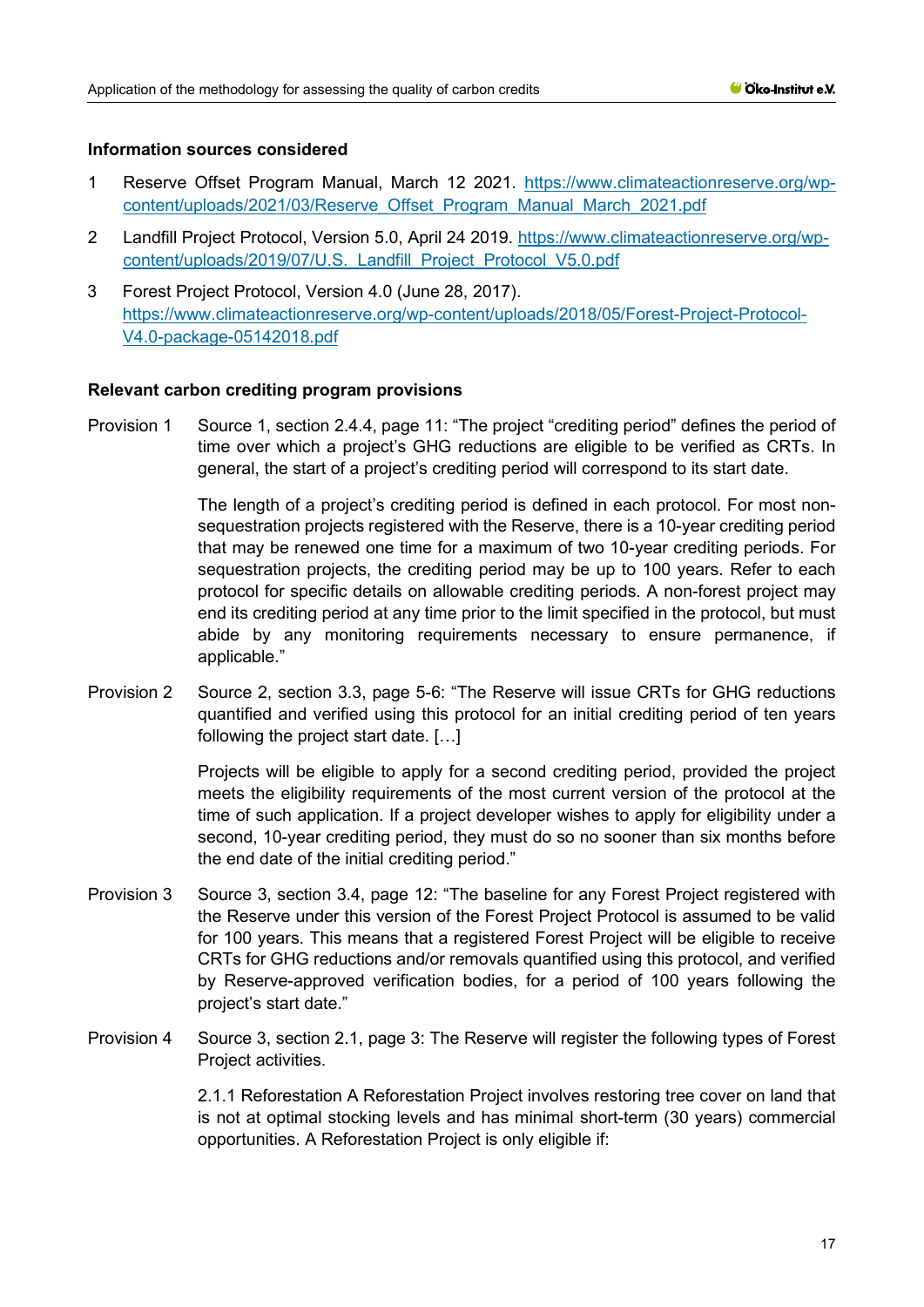**Information sources considered**

1. Reserve Offset Program Manual, March 12 2021. https://www.climateactionreserve.org/wp-content/uploads/2021/03/Reserve_Offset_Program_Manual_March_2021.pdf
2. Landfill Project Protocol, Version 5.0, April 24 2019. https://www.climateactionreserve.org/wp-content/uploads/2019/07/U.S._Landfill_Project_Protocol_V5.0.pdf
3. Forest Project Protocol, Version 4.0 (June 28, 2017). https://www.climateactionreserve.org/wp-content/uploads/2018/05/Forest-Project-Protocol-V4.0-package-05142018.pdf

**Relevant carbon crediting program provisions**

Provision 1 Source 1, section 2.4.4, page 11: "The project "crediting period" defines the period of time over which a project's GHG reductions are eligible to be verified as CRTs. In general, the start of a project's crediting period will correspond to its start date.

The length of a project's crediting period is defined in each protocol. For most non-sequestration projects registered with the Reserve, there is a 10-year crediting period that may be renewed one time for a maximum of two 10-year crediting periods. For sequestration projects, the crediting period may be up to 100 years. Refer to each protocol for specific details on allowable crediting periods. A non-forest project may end its crediting period at any time prior to the limit specified in the protocol, but must abide by any monitoring requirements necessary to ensure permanence, if applicable."

Provision 2 Source 2, section 3.3, page 5-6: "The Reserve will issue CRTs for GHG reductions quantified and verified using this protocol for an initial crediting period of ten years following the project start date. […]

Projects will be eligible to apply for a second crediting period, provided the project meets the eligibility requirements of the most current version of the protocol at the time of such application. If a project developer wishes to apply for eligibility under a second, 10-year crediting period, they must do so no sooner than six months before the end date of the initial crediting period."

Provision 3 Source 3, section 3.4, page 12: "The baseline for any Forest Project registered with the Reserve under this version of the Forest Project Protocol is assumed to be valid for 100 years. This means that a registered Forest Project will be eligible to receive CRTs for GHG reductions and/or removals quantified using this protocol, and verified by Reserve-approved verification bodies, for a period of 100 years following the project's start date."

Provision 4 Source 3, section 2.1, page 3: The Reserve will register the following types of Forest Project activities.

2.1.1 Reforestation A Reforestation Project involves restoring tree cover on land that is not at optimal stocking levels and has minimal short-term (30 years) commercial opportunities. A Reforestation Project is only eligible if: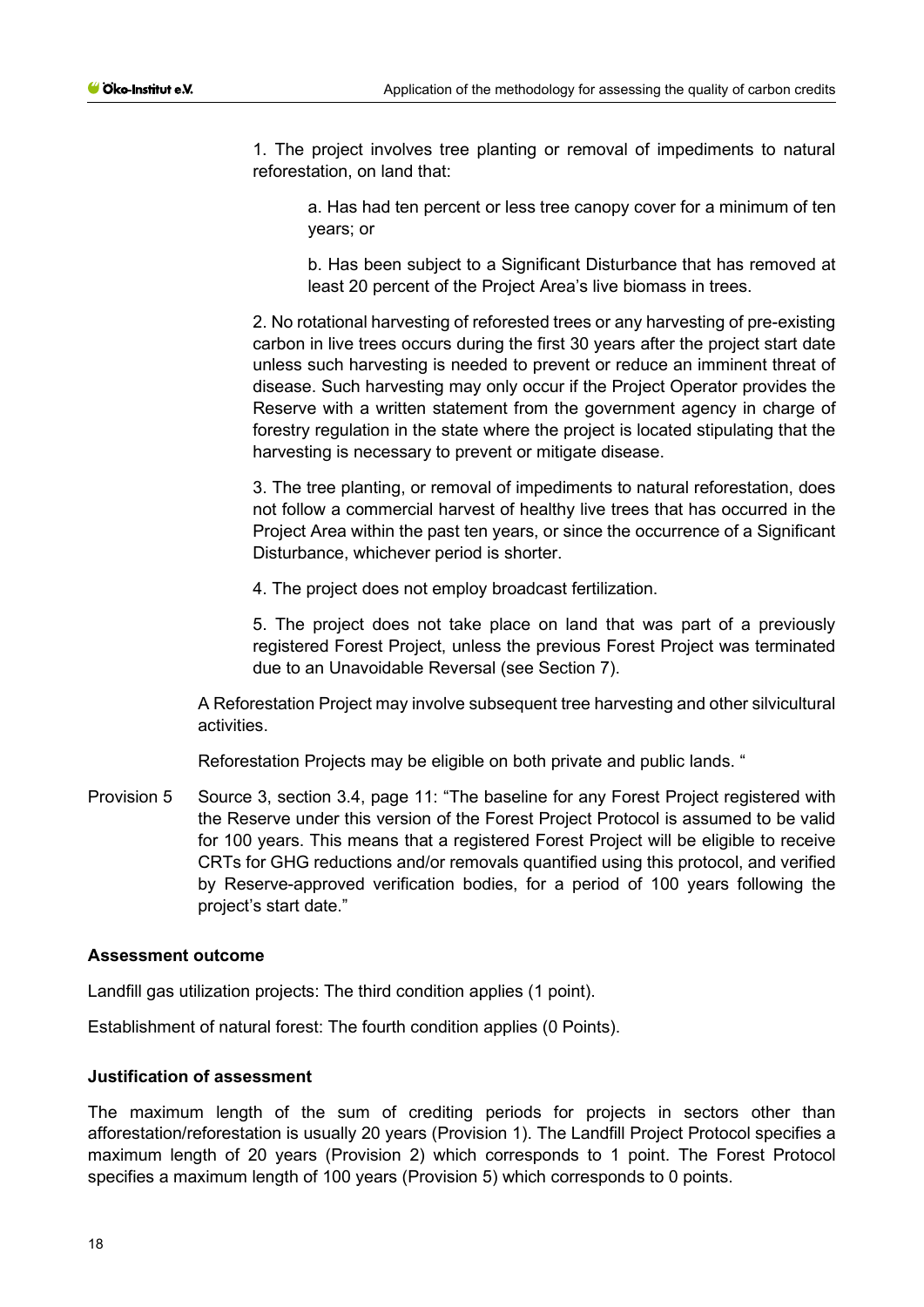1. The project involves tree planting or removal of impediments to natural reforestation, on land that:

    a. Has had ten percent or less tree canopy cover for a minimum of ten years; or

    b. Has been subject to a Significant Disturbance that has removed at least 20 percent of the Project Area's live biomass in trees.

2. No rotational harvesting of reforested trees or any harvesting of pre-existing carbon in live trees occurs during the first 30 years after the project start date unless such harvesting is needed to prevent or reduce an imminent threat of disease. Such harvesting may only occur if the Project Operator provides the Reserve with a written statement from the government agency in charge of forestry regulation in the state where the project is located stipulating that the harvesting is necessary to prevent or mitigate disease.

3. The tree planting, or removal of impediments to natural reforestation, does not follow a commercial harvest of healthy live trees that has occurred in the Project Area within the past ten years, or since the occurrence of a Significant Disturbance, whichever period is shorter.

4. The project does not employ broadcast fertilization.

5. The project does not take place on land that was part of a previously registered Forest Project, unless the previous Forest Project was terminated due to an Unavoidable Reversal (see Section 7).

A Reforestation Project may involve subsequent tree harvesting and other silvicultural activities.

Reforestation Projects may be eligible on both private and public lands. "

Provision 5 Source 3, section 3.4, page 11: "The baseline for any Forest Project registered with the Reserve under this version of the Forest Project Protocol is assumed to be valid for 100 years. This means that a registered Forest Project will be eligible to receive CRTs for GHG reductions and/or removals quantified using this protocol, and verified by Reserve-approved verification bodies, for a period of 100 years following the project's start date."

**Assessment outcome**

Landfill gas utilization projects: The third condition applies (1 point).

Establishment of natural forest: The fourth condition applies (0 Points).

**Justification of assessment**

The maximum length of the sum of crediting periods for projects in sectors other than afforestation/reforestation is usually 20 years (Provision 1). The Landfill Project Protocol specifies a maximum length of 20 years (Provision 2) which corresponds to 1 point. The Forest Protocol specifies a maximum length of 100 years (Provision 5) which corresponds to 0 points.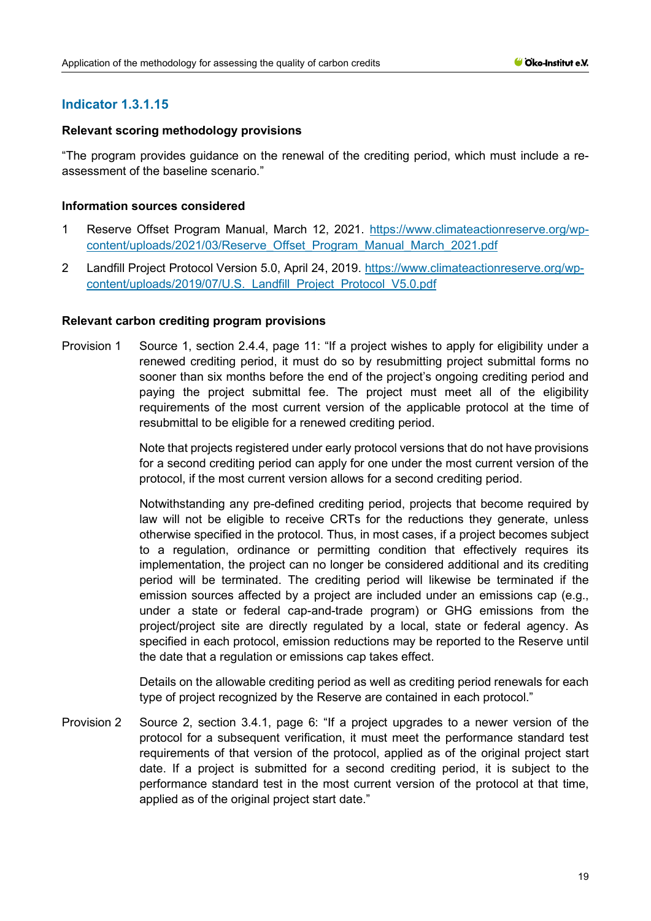## Indicator 1.3.1.15

**Relevant scoring methodology provisions**

"The program provides guidance on the renewal of the crediting period, which must include a re-assessment of the baseline scenario."

**Information sources considered**

1. Reserve Offset Program Manual, March 12, 2021. https://www.climateactionreserve.org/wp-content/uploads/2021/03/Reserve_Offset_Program_Manual_March_2021.pdf
2. Landfill Project Protocol Version 5.0, April 24, 2019. https://www.climateactionreserve.org/wp-content/uploads/2019/07/U.S._Landfill_Project_Protocol_V5.0.pdf

**Relevant carbon crediting program provisions**

Provision 1 Source 1, section 2.4.4, page 11: "If a project wishes to apply for eligibility under a renewed crediting period, it must do so by resubmitting project submittal forms no sooner than six months before the end of the project's ongoing crediting period and paying the project submittal fee. The project must meet all of the eligibility requirements of the most current version of the applicable protocol at the time of resubmittal to be eligible for a renewed crediting period.

Note that projects registered under early protocol versions that do not have provisions for a second crediting period can apply for one under the most current version of the protocol, if the most current version allows for a second crediting period.

Notwithstanding any pre-defined crediting period, projects that become required by law will not be eligible to receive CRTs for the reductions they generate, unless otherwise specified in the protocol. Thus, in most cases, if a project becomes subject to a regulation, ordinance or permitting condition that effectively requires its implementation, the project can no longer be considered additional and its crediting period will be terminated. The crediting period will likewise be terminated if the emission sources affected by a project are included under an emissions cap (e.g., under a state or federal cap-and-trade program) or GHG emissions from the project/project site are directly regulated by a local, state or federal agency. As specified in each protocol, emission reductions may be reported to the Reserve until the date that a regulation or emissions cap takes effect.

Details on the allowable crediting period as well as crediting period renewals for each type of project recognized by the Reserve are contained in each protocol."

Provision 2 Source 2, section 3.4.1, page 6: "If a project upgrades to a newer version of the protocol for a subsequent verification, it must meet the performance standard test requirements of that version of the protocol, applied as of the original project start date. If a project is submitted for a second crediting period, it is subject to the performance standard test in the most current version of the protocol at that time, applied as of the original project start date."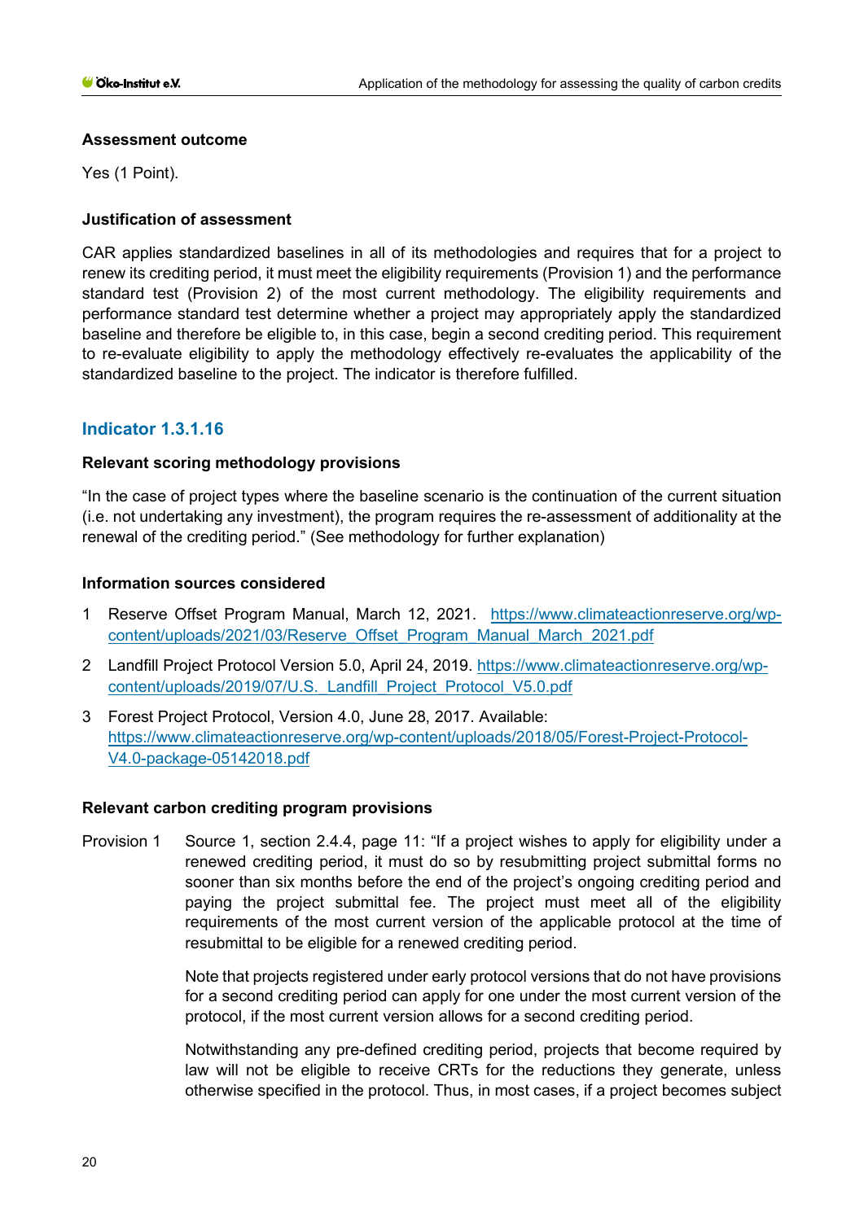**Assessment outcome**

Yes (1 Point).

**Justification of assessment**

CAR applies standardized baselines in all of its methodologies and requires that for a project to renew its crediting period, it must meet the eligibility requirements (Provision 1) and the performance standard test (Provision 2) of the most current methodology. The eligibility requirements and performance standard test determine whether a project may appropriately apply the standardized baseline and therefore be eligible to, in this case, begin a second crediting period. This requirement to re-evaluate eligibility to apply the methodology effectively re-evaluates the applicability of the standardized baseline to the project. The indicator is therefore fulfilled.

## Indicator 1.3.1.16

**Relevant scoring methodology provisions**

"In the case of project types where the baseline scenario is the continuation of the current situation (i.e. not undertaking any investment), the program requires the re-assessment of additionality at the renewal of the crediting period." (See methodology for further explanation)

**Information sources considered**

1. Reserve Offset Program Manual, March 12, 2021. https://www.climateactionreserve.org/wp-content/uploads/2021/03/Reserve_Offset_Program_Manual_March_2021.pdf
2. Landfill Project Protocol Version 5.0, April 24, 2019. https://www.climateactionreserve.org/wp-content/uploads/2019/07/U.S._Landfill_Project_Protocol_V5.0.pdf
3. Forest Project Protocol, Version 4.0, June 28, 2017. Available: https://www.climateactionreserve.org/wp-content/uploads/2018/05/Forest-Project-Protocol-V4.0-package-05142018.pdf

**Relevant carbon crediting program provisions**

Provision 1 Source 1, section 2.4.4, page 11: "If a project wishes to apply for eligibility under a renewed crediting period, it must do so by resubmitting project submittal forms no sooner than six months before the end of the project's ongoing crediting period and paying the project submittal fee. The project must meet all of the eligibility requirements of the most current version of the applicable protocol at the time of resubmittal to be eligible for a renewed crediting period.

Note that projects registered under early protocol versions that do not have provisions for a second crediting period can apply for one under the most current version of the protocol, if the most current version allows for a second crediting period.

Notwithstanding any pre-defined crediting period, projects that become required by law will not be eligible to receive CRTs for the reductions they generate, unless otherwise specified in the protocol. Thus, in most cases, if a project becomes subject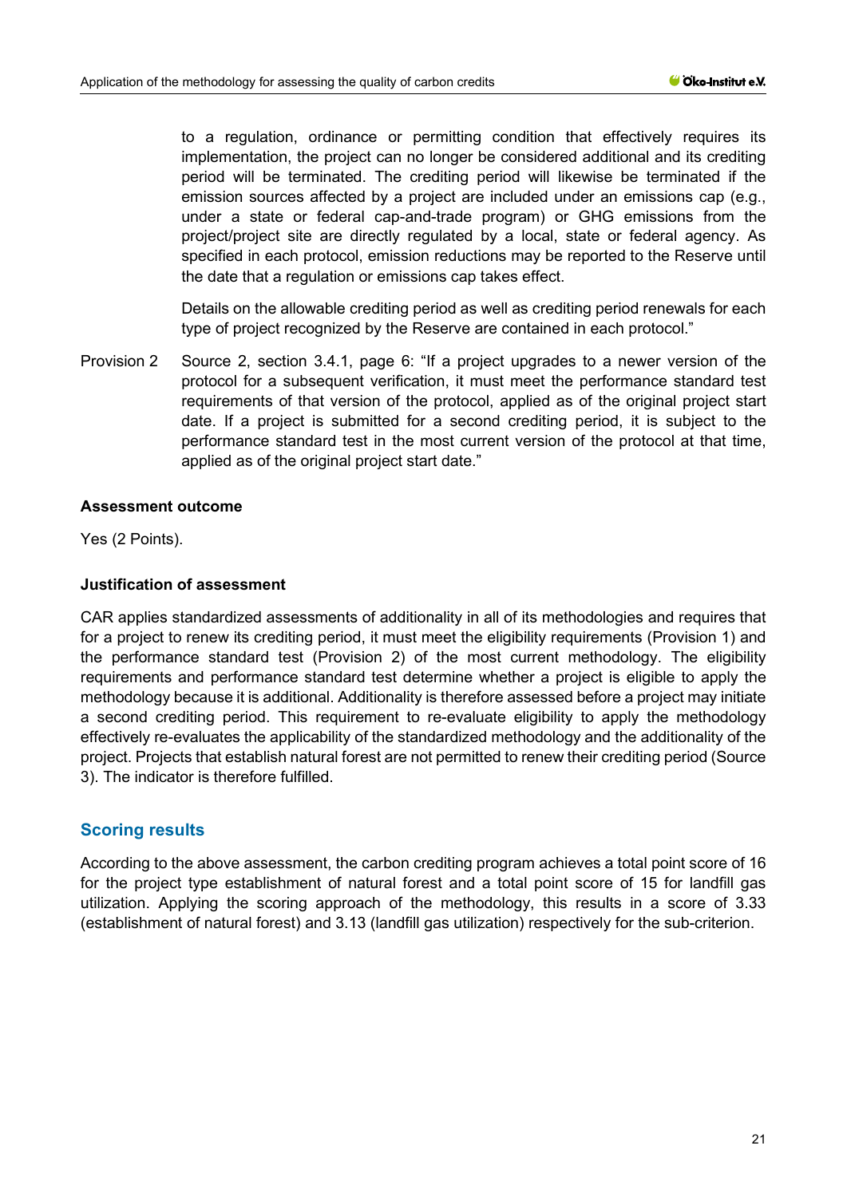to a regulation, ordinance or permitting condition that effectively requires its implementation, the project can no longer be considered additional and its crediting period will be terminated. The crediting period will likewise be terminated if the emission sources affected by a project are included under an emissions cap (e.g., under a state or federal cap-and-trade program) or GHG emissions from the project/project site are directly regulated by a local, state or federal agency. As specified in each protocol, emission reductions may be reported to the Reserve until the date that a regulation or emissions cap takes effect.

Details on the allowable crediting period as well as crediting period renewals for each type of project recognized by the Reserve are contained in each protocol."

Provision 2 Source 2, section 3.4.1, page 6: "If a project upgrades to a newer version of the protocol for a subsequent verification, it must meet the performance standard test requirements of that version of the protocol, applied as of the original project start date. If a project is submitted for a second crediting period, it is subject to the performance standard test in the most current version of the protocol at that time, applied as of the original project start date."

**Assessment outcome**

Yes (2 Points).

**Justification of assessment**

CAR applies standardized assessments of additionality in all of its methodologies and requires that for a project to renew its crediting period, it must meet the eligibility requirements (Provision 1) and the performance standard test (Provision 2) of the most current methodology. The eligibility requirements and performance standard test determine whether a project is eligible to apply the methodology because it is additional. Additionality is therefore assessed before a project may initiate a second crediting period. This requirement to re-evaluate eligibility to apply the methodology effectively re-evaluates the applicability of the standardized methodology and the additionality of the project. Projects that establish natural forest are not permitted to renew their crediting period (Source 3). The indicator is therefore fulfilled.

## Scoring results

According to the above assessment, the carbon crediting program achieves a total point score of 16 for the project type establishment of natural forest and a total point score of 15 for landfill gas utilization. Applying the scoring approach of the methodology, this results in a score of 3.33 (establishment of natural forest) and 3.13 (landfill gas utilization) respectively for the sub-criterion.